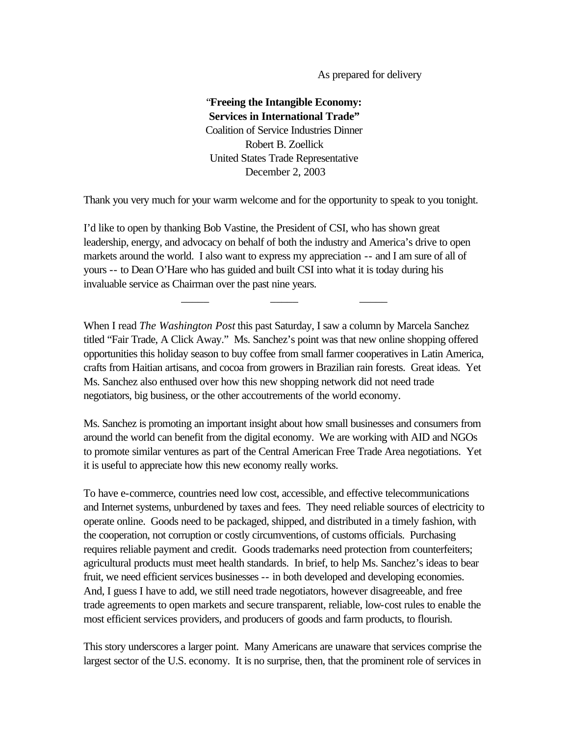As prepared for delivery

**"Freeing the Intangible Economy:**
**Services in International Trade"**
Coalition of Service Industries Dinner
Robert B. Zoellick
United States Trade Representative
December 2, 2003

Thank you very much for your warm welcome and for the opportunity to speak to you tonight.

I'd like to open by thanking Bob Vastine, the President of CSI, who has shown great leadership, energy, and advocacy on behalf of both the industry and America's drive to open markets around the world. I also want to express my appreciation -- and I am sure of all of yours -- to Dean O'Hare who has guided and built CSI into what it is today during his invaluable service as Chairman over the past nine years.

——— ——— ———

When I read *The Washington Post* this past Saturday, I saw a column by Marcela Sanchez titled "Fair Trade, A Click Away." Ms. Sanchez's point was that new online shopping offered opportunities this holiday season to buy coffee from small farmer cooperatives in Latin America, crafts from Haitian artisans, and cocoa from growers in Brazilian rain forests. Great ideas. Yet Ms. Sanchez also enthused over how this new shopping network did not need trade negotiators, big business, or the other accoutrements of the world economy.

Ms. Sanchez is promoting an important insight about how small businesses and consumers from around the world can benefit from the digital economy. We are working with AID and NGOs to promote similar ventures as part of the Central American Free Trade Area negotiations. Yet it is useful to appreciate how this new economy really works.

To have e-commerce, countries need low cost, accessible, and effective telecommunications and Internet systems, unburdened by taxes and fees. They need reliable sources of electricity to operate online. Goods need to be packaged, shipped, and distributed in a timely fashion, with the cooperation, not corruption or costly circumventions, of customs officials. Purchasing requires reliable payment and credit. Goods trademarks need protection from counterfeiters; agricultural products must meet health standards. In brief, to help Ms. Sanchez's ideas to bear fruit, we need efficient services businesses -- in both developed and developing economies. And, I guess I have to add, we still need trade negotiators, however disagreeable, and free trade agreements to open markets and secure transparent, reliable, low-cost rules to enable the most efficient services providers, and producers of goods and farm products, to flourish.

This story underscores a larger point. Many Americans are unaware that services comprise the largest sector of the U.S. economy. It is no surprise, then, that the prominent role of services in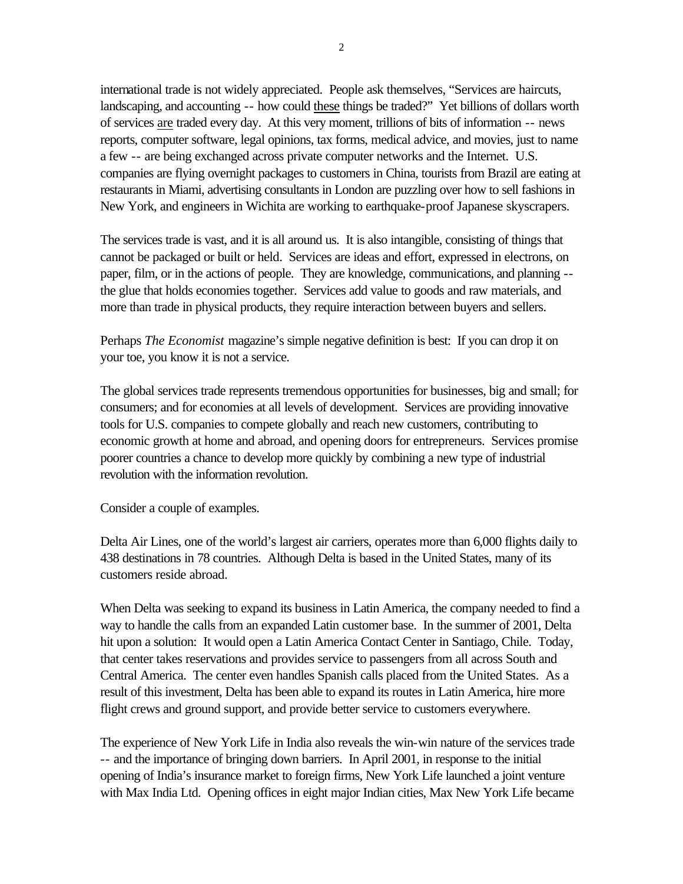international trade is not widely appreciated. People ask themselves, "Services are haircuts, landscaping, and accounting -- how could these things be traded?" Yet billions of dollars worth of services are traded every day. At this very moment, trillions of bits of information -- news reports, computer software, legal opinions, tax forms, medical advice, and movies, just to name a few -- are being exchanged across private computer networks and the Internet. U.S. companies are flying overnight packages to customers in China, tourists from Brazil are eating at restaurants in Miami, advertising consultants in London are puzzling over how to sell fashions in New York, and engineers in Wichita are working to earthquake-proof Japanese skyscrapers.

The services trade is vast, and it is all around us. It is also intangible, consisting of things that cannot be packaged or built or held. Services are ideas and effort, expressed in electrons, on paper, film, or in the actions of people. They are knowledge, communications, and planning -- the glue that holds economies together. Services add value to goods and raw materials, and more than trade in physical products, they require interaction between buyers and sellers.

Perhaps *The Economist* magazine's simple negative definition is best: If you can drop it on your toe, you know it is not a service.

The global services trade represents tremendous opportunities for businesses, big and small; for consumers; and for economies at all levels of development. Services are providing innovative tools for U.S. companies to compete globally and reach new customers, contributing to economic growth at home and abroad, and opening doors for entrepreneurs. Services promise poorer countries a chance to develop more quickly by combining a new type of industrial revolution with the information revolution.

Consider a couple of examples.

Delta Air Lines, one of the world's largest air carriers, operates more than 6,000 flights daily to 438 destinations in 78 countries. Although Delta is based in the United States, many of its customers reside abroad.

When Delta was seeking to expand its business in Latin America, the company needed to find a way to handle the calls from an expanded Latin customer base. In the summer of 2001, Delta hit upon a solution: It would open a Latin America Contact Center in Santiago, Chile. Today, that center takes reservations and provides service to passengers from all across South and Central America. The center even handles Spanish calls placed from the United States. As a result of this investment, Delta has been able to expand its routes in Latin America, hire more flight crews and ground support, and provide better service to customers everywhere.

The experience of New York Life in India also reveals the win-win nature of the services trade -- and the importance of bringing down barriers. In April 2001, in response to the initial opening of India's insurance market to foreign firms, New York Life launched a joint venture with Max India Ltd. Opening offices in eight major Indian cities, Max New York Life became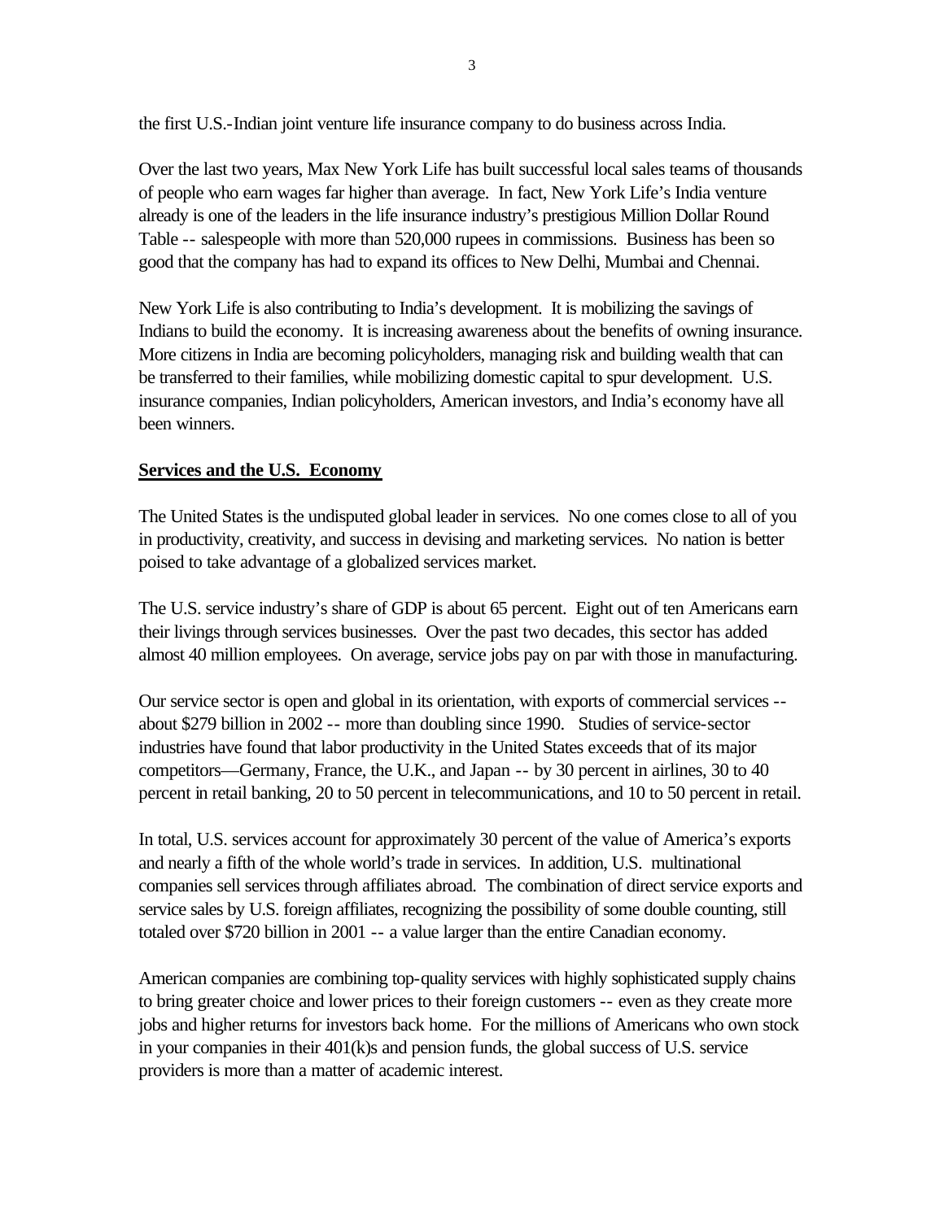the first U.S.-Indian joint venture life insurance company to do business across India.

Over the last two years, Max New York Life has built successful local sales teams of thousands of people who earn wages far higher than average. In fact, New York Life's India venture already is one of the leaders in the life insurance industry's prestigious Million Dollar Round Table -- salespeople with more than 520,000 rupees in commissions. Business has been so good that the company has had to expand its offices to New Delhi, Mumbai and Chennai.

New York Life is also contributing to India's development. It is mobilizing the savings of Indians to build the economy. It is increasing awareness about the benefits of owning insurance. More citizens in India are becoming policyholders, managing risk and building wealth that can be transferred to their families, while mobilizing domestic capital to spur development. U.S. insurance companies, Indian policyholders, American investors, and India's economy have all been winners.

## Services and the U.S. Economy

The United States is the undisputed global leader in services. No one comes close to all of you in productivity, creativity, and success in devising and marketing services. No nation is better poised to take advantage of a globalized services market.

The U.S. service industry's share of GDP is about 65 percent. Eight out of ten Americans earn their livings through services businesses. Over the past two decades, this sector has added almost 40 million employees. On average, service jobs pay on par with those in manufacturing.

Our service sector is open and global in its orientation, with exports of commercial services -- about $279 billion in 2002 -- more than doubling since 1990. Studies of service-sector industries have found that labor productivity in the United States exceeds that of its major competitors—Germany, France, the U.K., and Japan -- by 30 percent in airlines, 30 to 40 percent in retail banking, 20 to 50 percent in telecommunications, and 10 to 50 percent in retail.

In total, U.S. services account for approximately 30 percent of the value of America's exports and nearly a fifth of the whole world's trade in services. In addition, U.S. multinational companies sell services through affiliates abroad. The combination of direct service exports and service sales by U.S. foreign affiliates, recognizing the possibility of some double counting, still totaled over $720 billion in 2001 -- a value larger than the entire Canadian economy.

American companies are combining top-quality services with highly sophisticated supply chains to bring greater choice and lower prices to their foreign customers -- even as they create more jobs and higher returns for investors back home. For the millions of Americans who own stock in your companies in their 401(k)s and pension funds, the global success of U.S. service providers is more than a matter of academic interest.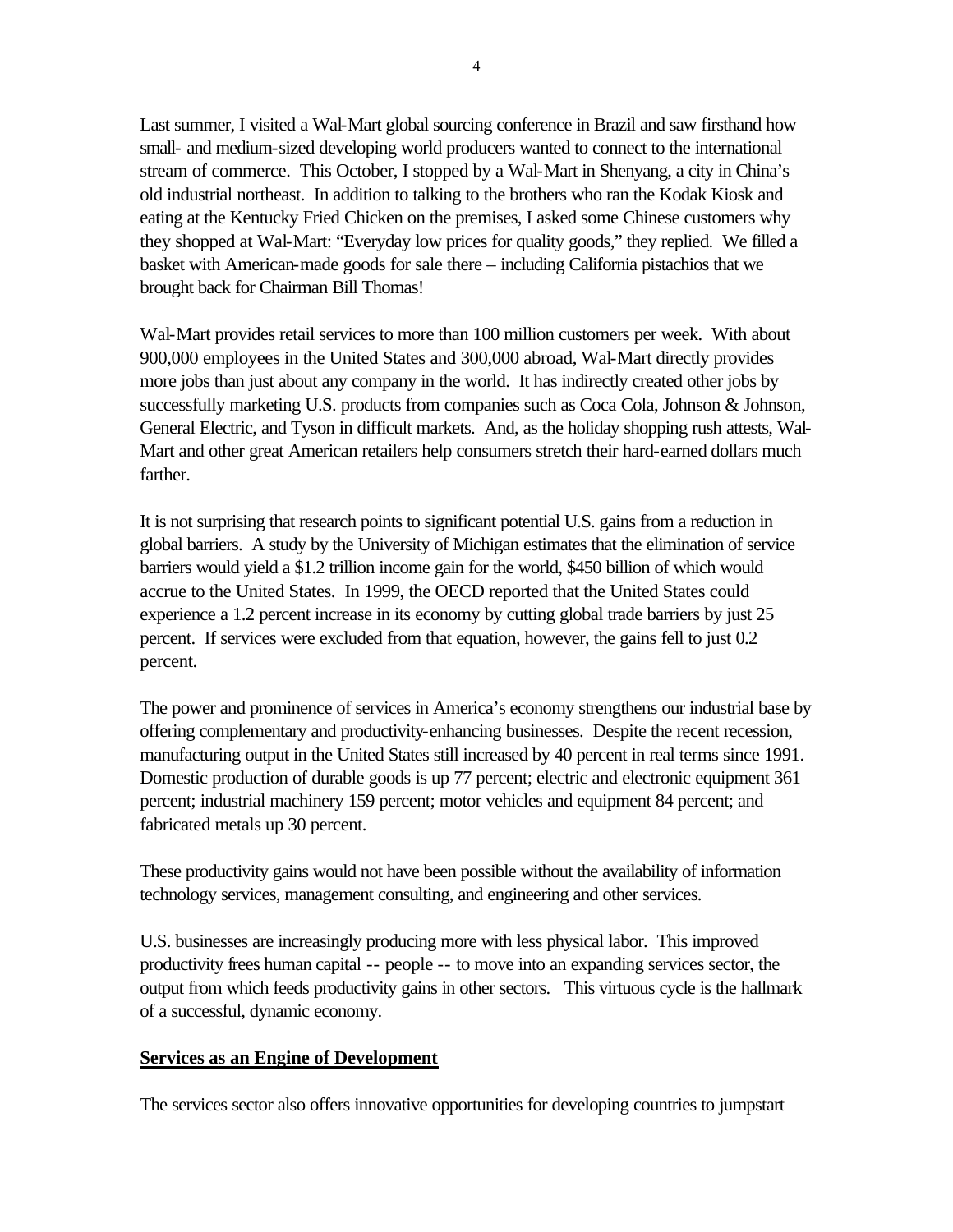Last summer, I visited a Wal-Mart global sourcing conference in Brazil and saw firsthand how small- and medium-sized developing world producers wanted to connect to the international stream of commerce. This October, I stopped by a Wal-Mart in Shenyang, a city in China's old industrial northeast. In addition to talking to the brothers who ran the Kodak Kiosk and eating at the Kentucky Fried Chicken on the premises, I asked some Chinese customers why they shopped at Wal-Mart: "Everyday low prices for quality goods," they replied. We filled a basket with American-made goods for sale there – including California pistachios that we brought back for Chairman Bill Thomas!

Wal-Mart provides retail services to more than 100 million customers per week. With about 900,000 employees in the United States and 300,000 abroad, Wal-Mart directly provides more jobs than just about any company in the world. It has indirectly created other jobs by successfully marketing U.S. products from companies such as Coca Cola, Johnson & Johnson, General Electric, and Tyson in difficult markets. And, as the holiday shopping rush attests, Wal-Mart and other great American retailers help consumers stretch their hard-earned dollars much farther.

It is not surprising that research points to significant potential U.S. gains from a reduction in global barriers. A study by the University of Michigan estimates that the elimination of service barriers would yield a $1.2 trillion income gain for the world, $450 billion of which would accrue to the United States. In 1999, the OECD reported that the United States could experience a 1.2 percent increase in its economy by cutting global trade barriers by just 25 percent. If services were excluded from that equation, however, the gains fell to just 0.2 percent.

The power and prominence of services in America's economy strengthens our industrial base by offering complementary and productivity-enhancing businesses. Despite the recent recession, manufacturing output in the United States still increased by 40 percent in real terms since 1991. Domestic production of durable goods is up 77 percent; electric and electronic equipment 361 percent; industrial machinery 159 percent; motor vehicles and equipment 84 percent; and fabricated metals up 30 percent.

These productivity gains would not have been possible without the availability of information technology services, management consulting, and engineering and other services.

U.S. businesses are increasingly producing more with less physical labor. This improved productivity frees human capital -- people -- to move into an expanding services sector, the output from which feeds productivity gains in other sectors. This virtuous cycle is the hallmark of a successful, dynamic economy.

**Services as an Engine of Development**

The services sector also offers innovative opportunities for developing countries to jumpstart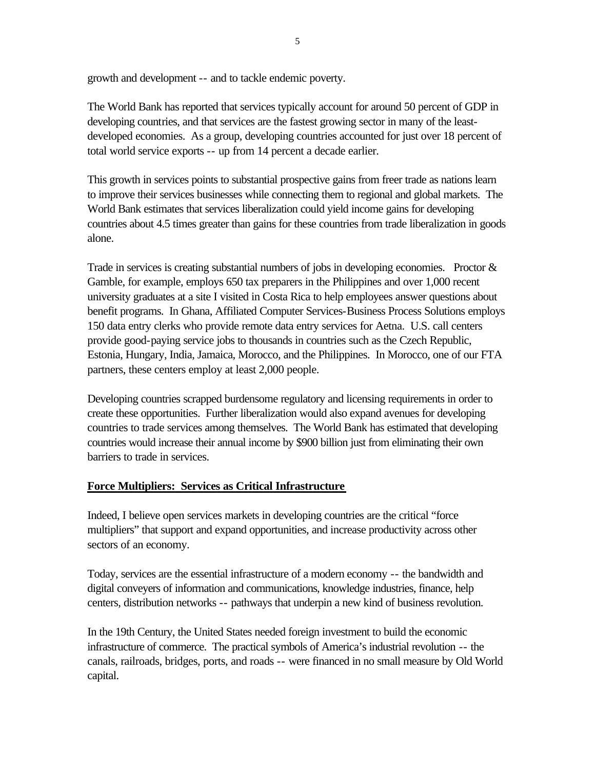growth and development -- and to tackle endemic poverty.

The World Bank has reported that services typically account for around 50 percent of GDP in developing countries, and that services are the fastest growing sector in many of the least-developed economies. As a group, developing countries accounted for just over 18 percent of total world service exports -- up from 14 percent a decade earlier.

This growth in services points to substantial prospective gains from freer trade as nations learn to improve their services businesses while connecting them to regional and global markets. The World Bank estimates that services liberalization could yield income gains for developing countries about 4.5 times greater than gains for these countries from trade liberalization in goods alone.

Trade in services is creating substantial numbers of jobs in developing economies. Proctor & Gamble, for example, employs 650 tax preparers in the Philippines and over 1,000 recent university graduates at a site I visited in Costa Rica to help employees answer questions about benefit programs. In Ghana, Affiliated Computer Services-Business Process Solutions employs 150 data entry clerks who provide remote data entry services for Aetna. U.S. call centers provide good-paying service jobs to thousands in countries such as the Czech Republic, Estonia, Hungary, India, Jamaica, Morocco, and the Philippines. In Morocco, one of our FTA partners, these centers employ at least 2,000 people.

Developing countries scrapped burdensome regulatory and licensing requirements in order to create these opportunities. Further liberalization would also expand avenues for developing countries to trade services among themselves. The World Bank has estimated that developing countries would increase their annual income by $900 billion just from eliminating their own barriers to trade in services.

**Force Multipliers: Services as Critical Infrastructure**

Indeed, I believe open services markets in developing countries are the critical "force multipliers" that support and expand opportunities, and increase productivity across other sectors of an economy.

Today, services are the essential infrastructure of a modern economy -- the bandwidth and digital conveyers of information and communications, knowledge industries, finance, help centers, distribution networks -- pathways that underpin a new kind of business revolution.

In the 19th Century, the United States needed foreign investment to build the economic infrastructure of commerce. The practical symbols of America's industrial revolution -- the canals, railroads, bridges, ports, and roads -- were financed in no small measure by Old World capital.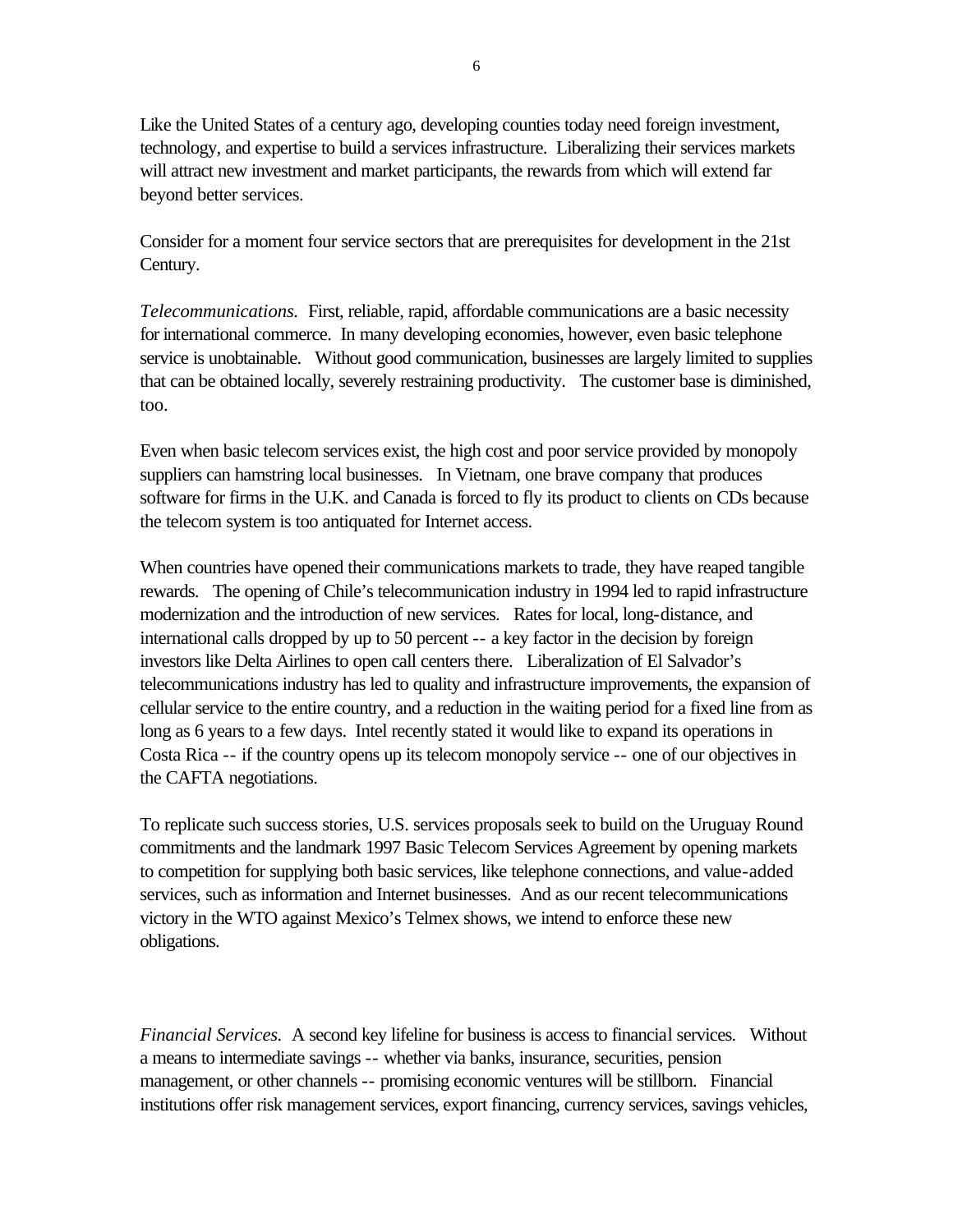Like the United States of a century ago, developing counties today need foreign investment, technology, and expertise to build a services infrastructure. Liberalizing their services markets will attract new investment and market participants, the rewards from which will extend far beyond better services.

Consider for a moment four service sectors that are prerequisites for development in the 21st Century.

*Telecommunications.* First, reliable, rapid, affordable communications are a basic necessity for international commerce. In many developing economies, however, even basic telephone service is unobtainable. Without good communication, businesses are largely limited to supplies that can be obtained locally, severely restraining productivity. The customer base is diminished, too.

Even when basic telecom services exist, the high cost and poor service provided by monopoly suppliers can hamstring local businesses. In Vietnam, one brave company that produces software for firms in the U.K. and Canada is forced to fly its product to clients on CDs because the telecom system is too antiquated for Internet access.

When countries have opened their communications markets to trade, they have reaped tangible rewards. The opening of Chile's telecommunication industry in 1994 led to rapid infrastructure modernization and the introduction of new services. Rates for local, long-distance, and international calls dropped by up to 50 percent -- a key factor in the decision by foreign investors like Delta Airlines to open call centers there. Liberalization of El Salvador's telecommunications industry has led to quality and infrastructure improvements, the expansion of cellular service to the entire country, and a reduction in the waiting period for a fixed line from as long as 6 years to a few days. Intel recently stated it would like to expand its operations in Costa Rica -- if the country opens up its telecom monopoly service -- one of our objectives in the CAFTA negotiations.

To replicate such success stories, U.S. services proposals seek to build on the Uruguay Round commitments and the landmark 1997 Basic Telecom Services Agreement by opening markets to competition for supplying both basic services, like telephone connections, and value-added services, such as information and Internet businesses. And as our recent telecommunications victory in the WTO against Mexico's Telmex shows, we intend to enforce these new obligations.

*Financial Services.* A second key lifeline for business is access to financial services. Without a means to intermediate savings -- whether via banks, insurance, securities, pension management, or other channels -- promising economic ventures will be stillborn. Financial institutions offer risk management services, export financing, currency services, savings vehicles,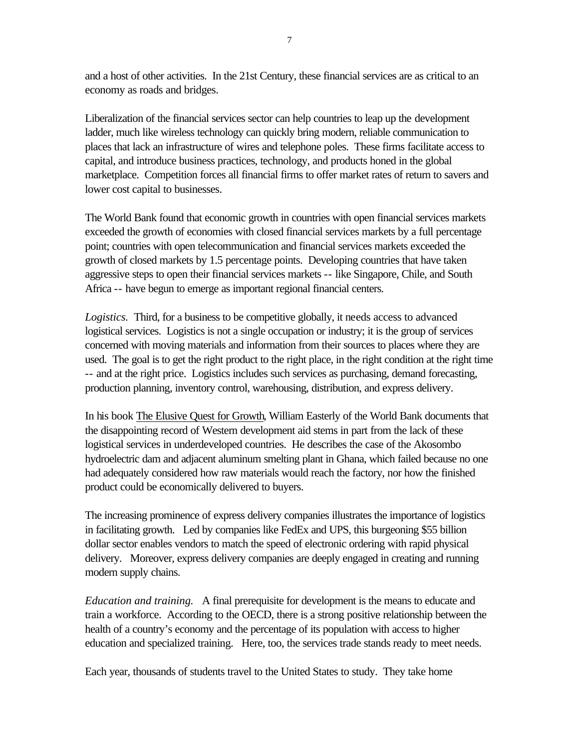and a host of other activities. In the 21st Century, these financial services are as critical to an economy as roads and bridges.

Liberalization of the financial services sector can help countries to leap up the development ladder, much like wireless technology can quickly bring modern, reliable communication to places that lack an infrastructure of wires and telephone poles. These firms facilitate access to capital, and introduce business practices, technology, and products honed in the global marketplace. Competition forces all financial firms to offer market rates of return to savers and lower cost capital to businesses.

The World Bank found that economic growth in countries with open financial services markets exceeded the growth of economies with closed financial services markets by a full percentage point; countries with open telecommunication and financial services markets exceeded the growth of closed markets by 1.5 percentage points. Developing countries that have taken aggressive steps to open their financial services markets -- like Singapore, Chile, and South Africa -- have begun to emerge as important regional financial centers.

*Logistics.* Third, for a business to be competitive globally, it needs access to advanced logistical services. Logistics is not a single occupation or industry; it is the group of services concerned with moving materials and information from their sources to places where they are used. The goal is to get the right product to the right place, in the right condition at the right time -- and at the right price. Logistics includes such services as purchasing, demand forecasting, production planning, inventory control, warehousing, distribution, and express delivery.

In his book The Elusive Quest for Growth, William Easterly of the World Bank documents that the disappointing record of Western development aid stems in part from the lack of these logistical services in underdeveloped countries. He describes the case of the Akosombo hydroelectric dam and adjacent aluminum smelting plant in Ghana, which failed because no one had adequately considered how raw materials would reach the factory, nor how the finished product could be economically delivered to buyers.

The increasing prominence of express delivery companies illustrates the importance of logistics in facilitating growth. Led by companies like FedEx and UPS, this burgeoning $55 billion dollar sector enables vendors to match the speed of electronic ordering with rapid physical delivery. Moreover, express delivery companies are deeply engaged in creating and running modern supply chains.

*Education and training.* A final prerequisite for development is the means to educate and train a workforce. According to the OECD, there is a strong positive relationship between the health of a country's economy and the percentage of its population with access to higher education and specialized training. Here, too, the services trade stands ready to meet needs.

Each year, thousands of students travel to the United States to study. They take home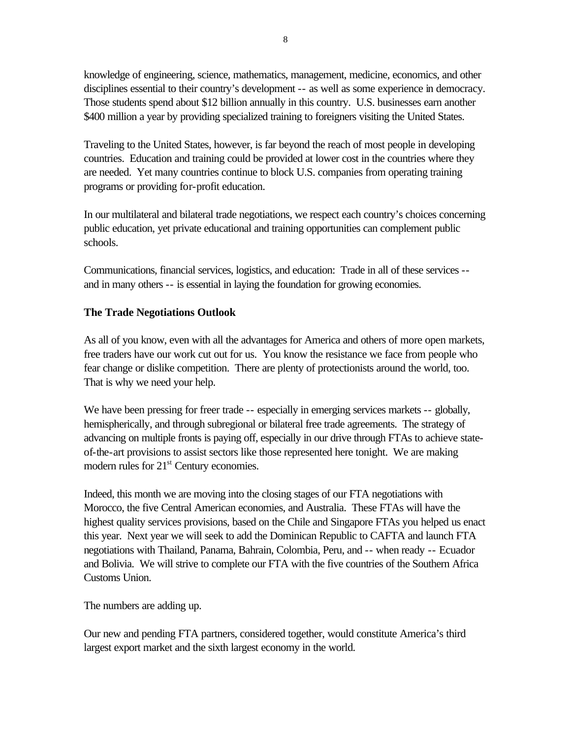knowledge of engineering, science, mathematics, management, medicine, economics, and other disciplines essential to their country's development -- as well as some experience in democracy. Those students spend about $12 billion annually in this country. U.S. businesses earn another $400 million a year by providing specialized training to foreigners visiting the United States.

Traveling to the United States, however, is far beyond the reach of most people in developing countries. Education and training could be provided at lower cost in the countries where they are needed. Yet many countries continue to block U.S. companies from operating training programs or providing for-profit education.

In our multilateral and bilateral trade negotiations, we respect each country's choices concerning public education, yet private educational and training opportunities can complement public schools.

Communications, financial services, logistics, and education: Trade in all of these services -- and in many others -- is essential in laying the foundation for growing economies.

**The Trade Negotiations Outlook**

As all of you know, even with all the advantages for America and others of more open markets, free traders have our work cut out for us. You know the resistance we face from people who fear change or dislike competition. There are plenty of protectionists around the world, too. That is why we need your help.

We have been pressing for freer trade -- especially in emerging services markets -- globally, hemispherically, and through subregional or bilateral free trade agreements. The strategy of advancing on multiple fronts is paying off, especially in our drive through FTAs to achieve state-of-the-art provisions to assist sectors like those represented here tonight. We are making modern rules for 21st Century economies.

Indeed, this month we are moving into the closing stages of our FTA negotiations with Morocco, the five Central American economies, and Australia. These FTAs will have the highest quality services provisions, based on the Chile and Singapore FTAs you helped us enact this year. Next year we will seek to add the Dominican Republic to CAFTA and launch FTA negotiations with Thailand, Panama, Bahrain, Colombia, Peru, and -- when ready -- Ecuador and Bolivia. We will strive to complete our FTA with the five countries of the Southern Africa Customs Union.

The numbers are adding up.

Our new and pending FTA partners, considered together, would constitute America's third largest export market and the sixth largest economy in the world.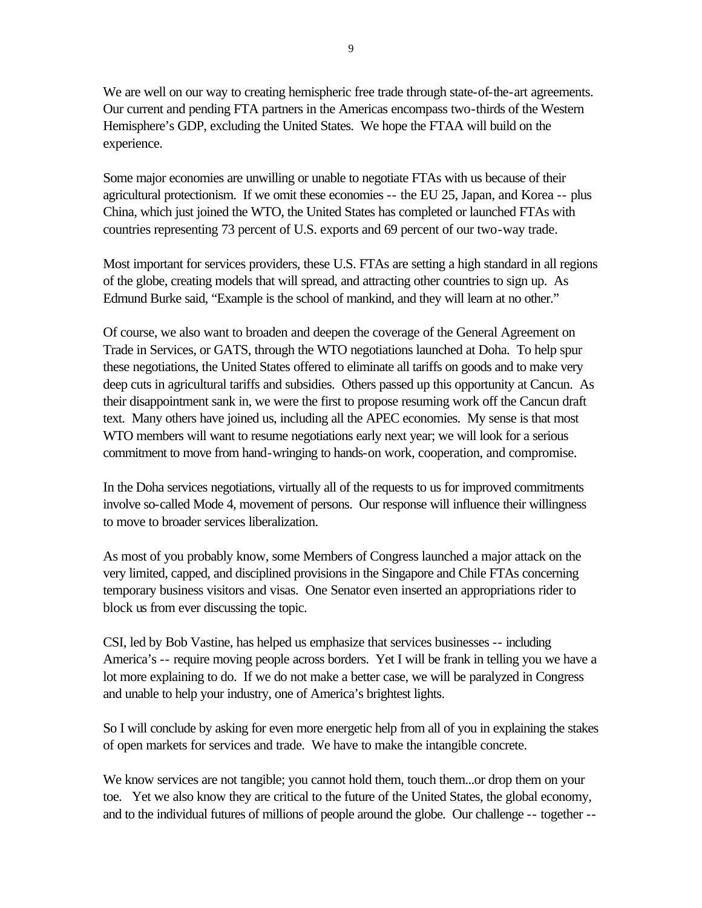We are well on our way to creating hemispheric free trade through state-of-the-art agreements. Our current and pending FTA partners in the Americas encompass two-thirds of the Western Hemisphere's GDP, excluding the United States. We hope the FTAA will build on the experience.

Some major economies are unwilling or unable to negotiate FTAs with us because of their agricultural protectionism. If we omit these economies -- the EU 25, Japan, and Korea -- plus China, which just joined the WTO, the United States has completed or launched FTAs with countries representing 73 percent of U.S. exports and 69 percent of our two-way trade.

Most important for services providers, these U.S. FTAs are setting a high standard in all regions of the globe, creating models that will spread, and attracting other countries to sign up. As Edmund Burke said, "Example is the school of mankind, and they will learn at no other."

Of course, we also want to broaden and deepen the coverage of the General Agreement on Trade in Services, or GATS, through the WTO negotiations launched at Doha. To help spur these negotiations, the United States offered to eliminate all tariffs on goods and to make very deep cuts in agricultural tariffs and subsidies. Others passed up this opportunity at Cancun. As their disappointment sank in, we were the first to propose resuming work off the Cancun draft text. Many others have joined us, including all the APEC economies. My sense is that most WTO members will want to resume negotiations early next year; we will look for a serious commitment to move from hand-wringing to hands-on work, cooperation, and compromise.

In the Doha services negotiations, virtually all of the requests to us for improved commitments involve so-called Mode 4, movement of persons. Our response will influence their willingness to move to broader services liberalization.

As most of you probably know, some Members of Congress launched a major attack on the very limited, capped, and disciplined provisions in the Singapore and Chile FTAs concerning temporary business visitors and visas. One Senator even inserted an appropriations rider to block us from ever discussing the topic.

CSI, led by Bob Vastine, has helped us emphasize that services businesses -- including America's -- require moving people across borders. Yet I will be frank in telling you we have a lot more explaining to do. If we do not make a better case, we will be paralyzed in Congress and unable to help your industry, one of America's brightest lights.

So I will conclude by asking for even more energetic help from all of you in explaining the stakes of open markets for services and trade. We have to make the intangible concrete.

We know services are not tangible; you cannot hold them, touch them...or drop them on your toe. Yet we also know they are critical to the future of the United States, the global economy, and to the individual futures of millions of people around the globe. Our challenge -- together --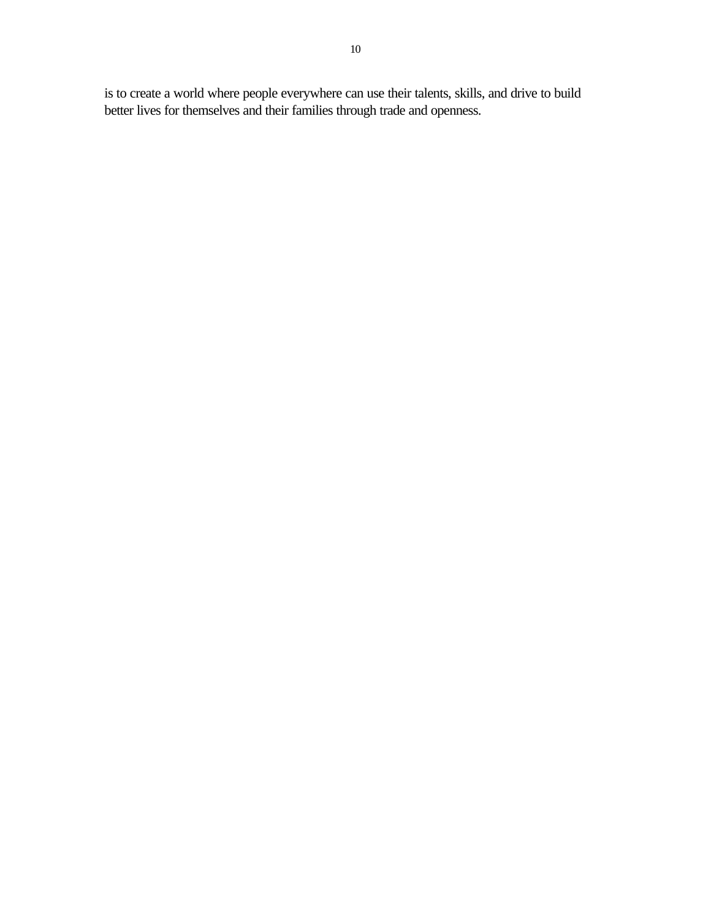is to create a world where people everywhere can use their talents, skills, and drive to build better lives for themselves and their families through trade and openness.